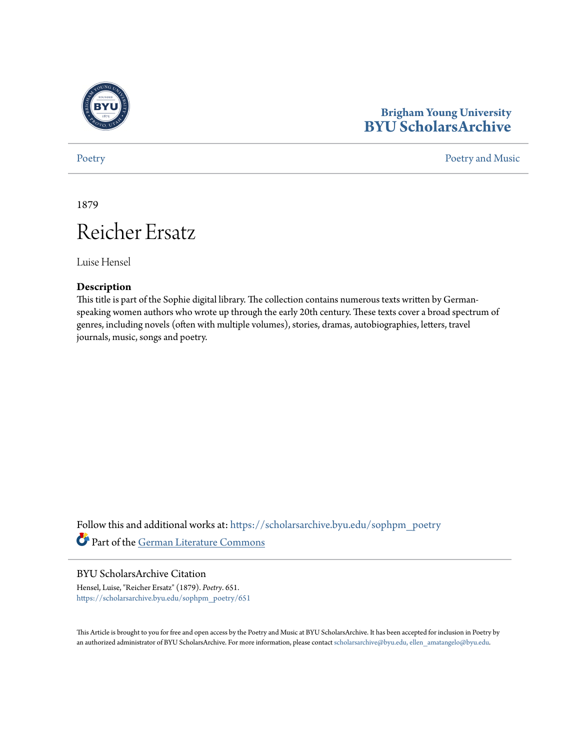Brigham Young University
**BYU ScholarsArchive**

Poetry | Poetry and Music

1879

# Reicher Ersatz

Luise Hensel

**Description**

This title is part of the Sophie digital library. The collection contains numerous texts written by German-speaking women authors who wrote up through the early 20th century. These texts cover a broad spectrum of genres, including novels (often with multiple volumes), stories, dramas, autobiographies, letters, travel journals, music, songs and poetry.

Follow this and additional works at: https://scholarsarchive.byu.edu/sophpm_poetry

Part of the German Literature Commons

## BYU ScholarsArchive Citation

Hensel, Luise, "Reicher Ersatz" (1879). *Poetry*. 651.
https://scholarsarchive.byu.edu/sophpm_poetry/651

This Article is brought to you for free and open access by the Poetry and Music at BYU ScholarsArchive. It has been accepted for inclusion in Poetry by an authorized administrator of BYU ScholarsArchive. For more information, please contact scholarsarchive@byu.edu, ellen_amatangelo@byu.edu.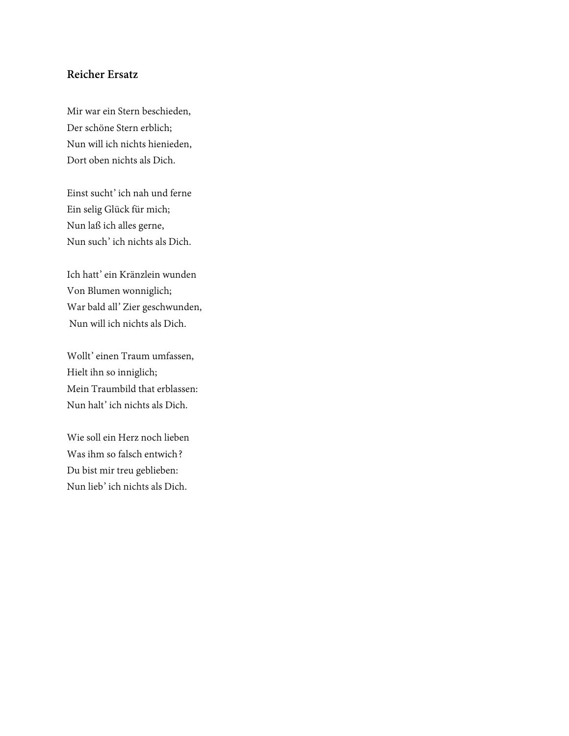### Reicher Ersatz

Mir war ein Stern beschieden,  
Der schöne Stern erblich;  
Nun will ich nichts hienieden,  
Dort oben nichts als Dich.

Einst sucht' ich nah und ferne  
Ein selig Glück für mich;  
Nun laß ich alles gerne,  
Nun such' ich nichts als Dich.

Ich hatt' ein Kränzlein wunden  
Von Blumen wonniglich;  
War bald all' Zier geschwunden,  
Nun will ich nichts als Dich.

Wollt' einen Traum umfassen,  
Hielt ihn so inniglich;  
Mein Traumbild that erblassen:  
Nun halt' ich nichts als Dich.

Wie soll ein Herz noch lieben  
Was ihm so falsch entwich?  
Du bist mir treu geblieben:  
Nun lieb' ich nichts als Dich.